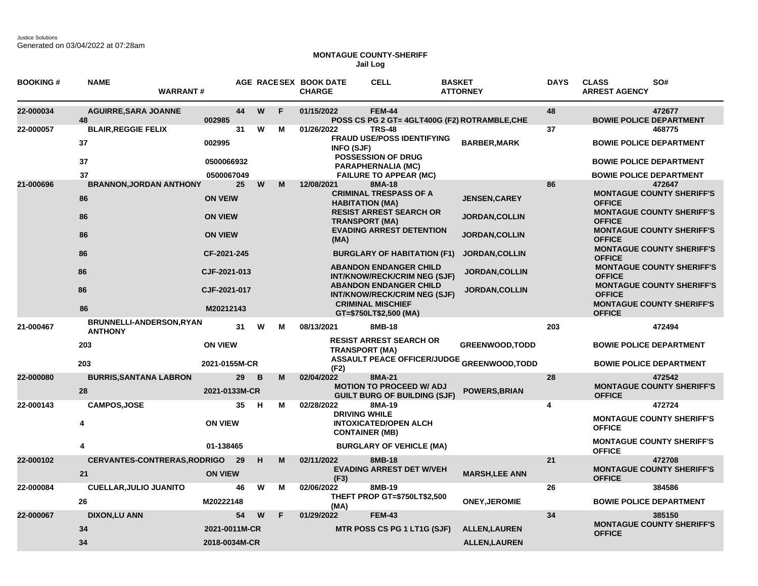Justice Solutions
Generated on 03/04/2022 at 07:28am

**MONTAGUE COUNTY-SHERIFF**
**Jail Log**

| BOOKING # | NAME | WARRANT # | AGE | RACE | SEX | BOOK DATE / CHARGE | CELL | BASKET / ATTORNEY | DAYS | CLASS / ARREST AGENCY | SO# |
|---|---|---|---|---|---|---|---|---|---|---|---|
| 22-000034 | AGUIRRE,SARA JOANNE | | 44 | W | F | 01/15/2022 | FEM-44 | | 48 | | 472677 |
| | 48 | 002985 | | | | POSS CS PG 2 GT= 4GLT400G (F2) | | ROTRAMBLE,CHE | | BOWIE POLICE DEPARTMENT | |
| 22-000057 | BLAIR,REGGIE FELIX | | 31 | W | M | 01/26/2022 | TRS-48 | | 37 | | 468775 |
| | 37 | 002995 | | | | FRAUD USE/POSS IDENTIFYING INFO (SJF) | | BARBER,MARK | | BOWIE POLICE DEPARTMENT | |
| | 37 | 0500066932 | | | | POSSESSION OF DRUG PARAPHERNALIA (MC) | | | | BOWIE POLICE DEPARTMENT | |
| | 37 | 0500067049 | | | | FAILURE TO APPEAR (MC) | | | | BOWIE POLICE DEPARTMENT | |
| 21-000696 | BRANNON,JORDAN ANTHONY | | 25 | W | M | 12/08/2021 | 8MA-18 | | 86 | | 472647 |
| | 86 | ON VEIW | | | | CRIMINAL TRESPASS OF A HABITATION (MA) | | JENSEN,CAREY | | MONTAGUE COUNTY SHERIFF'S OFFICE | |
| | 86 | ON VIEW | | | | RESIST ARREST SEARCH OR TRANSPORT (MA) | | JORDAN,COLLIN | | MONTAGUE COUNTY SHERIFF'S OFFICE | |
| | 86 | ON VIEW | | | | EVADING ARREST DETENTION (MA) | | JORDAN,COLLIN | | MONTAGUE COUNTY SHERIFF'S OFFICE | |
| | 86 | CF-2021-245 | | | | BURGLARY OF HABITATION (F1) | | JORDAN,COLLIN | | MONTAGUE COUNTY SHERIFF'S OFFICE | |
| | 86 | CJF-2021-013 | | | | ABANDON ENDANGER CHILD INT/KNOW/RECK/CRIM NEG (SJF) | | JORDAN,COLLIN | | MONTAGUE COUNTY SHERIFF'S OFFICE | |
| | 86 | CJF-2021-017 | | | | ABANDON ENDANGER CHILD INT/KNOW/RECK/CRIM NEG (SJF) | | JORDAN,COLLIN | | MONTAGUE COUNTY SHERIFF'S OFFICE | |
| | 86 | M20212143 | | | | CRIMINAL MISCHIEF GT=$750LT$2,500 (MA) | | | | MONTAGUE COUNTY SHERIFF'S OFFICE | |
| 21-000467 | BRUNNELLI-ANDERSON,RYAN ANTHONY | | 31 | W | M | 08/13/2021 | 8MB-18 | | 203 | | 472494 |
| | 203 | ON VIEW | | | | RESIST ARREST SEARCH OR TRANSPORT (MA) | | GREENWOOD,TODD | | BOWIE POLICE DEPARTMENT | |
| | 203 | 2021-0155M-CR | | | | ASSAULT PEACE OFFICER/JUDGE (F2) | | GREENWOOD,TODD | | BOWIE POLICE DEPARTMENT | |
| 22-000080 | BURRIS,SANTANA LABRON | | 29 | B | M | 02/04/2022 | 8MA-21 | | 28 | | 472542 |
| | 28 | 2021-0133M-CR | | | | MOTION TO PROCEED W/ ADJ GUILT BURG OF BUILDING (SJF) | | POWERS,BRIAN | | MONTAGUE COUNTY SHERIFF'S OFFICE | |
| 22-000143 | CAMPOS,JOSE | | 35 | H | M | 02/28/2022 | 8MA-19 | | 4 | | 472724 |
| | 4 | ON VIEW | | | | DRIVING WHILE INTOXICATED/OPEN ALCH CONTAINER (MB) | | | | MONTAGUE COUNTY SHERIFF'S OFFICE | |
| | 4 | 01-138465 | | | | BURGLARY OF VEHICLE (MA) | | | | MONTAGUE COUNTY SHERIFF'S OFFICE | |
| 22-000102 | CERVANTES-CONTRERAS,RODRIGO | | 29 | H | M | 02/11/2022 | 8MB-18 | | 21 | | 472708 |
| | 21 | ON VIEW | | | | EVADING ARREST DET W/VEH (F3) | | MARSH,LEE ANN | | MONTAGUE COUNTY SHERIFF'S OFFICE | |
| 22-000084 | CUELLAR,JULIO JUANITO | | 46 | W | M | 02/06/2022 | 8MB-19 | | 26 | | 384586 |
| | 26 | M20222148 | | | | THEFT PROP GT=$750LT$2,500 (MA) | | ONEY,JEROMIE | | BOWIE POLICE DEPARTMENT | |
| 22-000067 | DIXON,LU ANN | | 54 | W | F | 01/29/2022 | FEM-43 | | 34 | | 385150 |
| | 34 | 2021-0011M-CR | | | | MTR POSS CS PG 1 LT1G (SJF) | | ALLEN,LAUREN | | MONTAGUE COUNTY SHERIFF'S OFFICE | |
| | 34 | 2018-0034M-CR | | | | | | ALLEN,LAUREN | | | |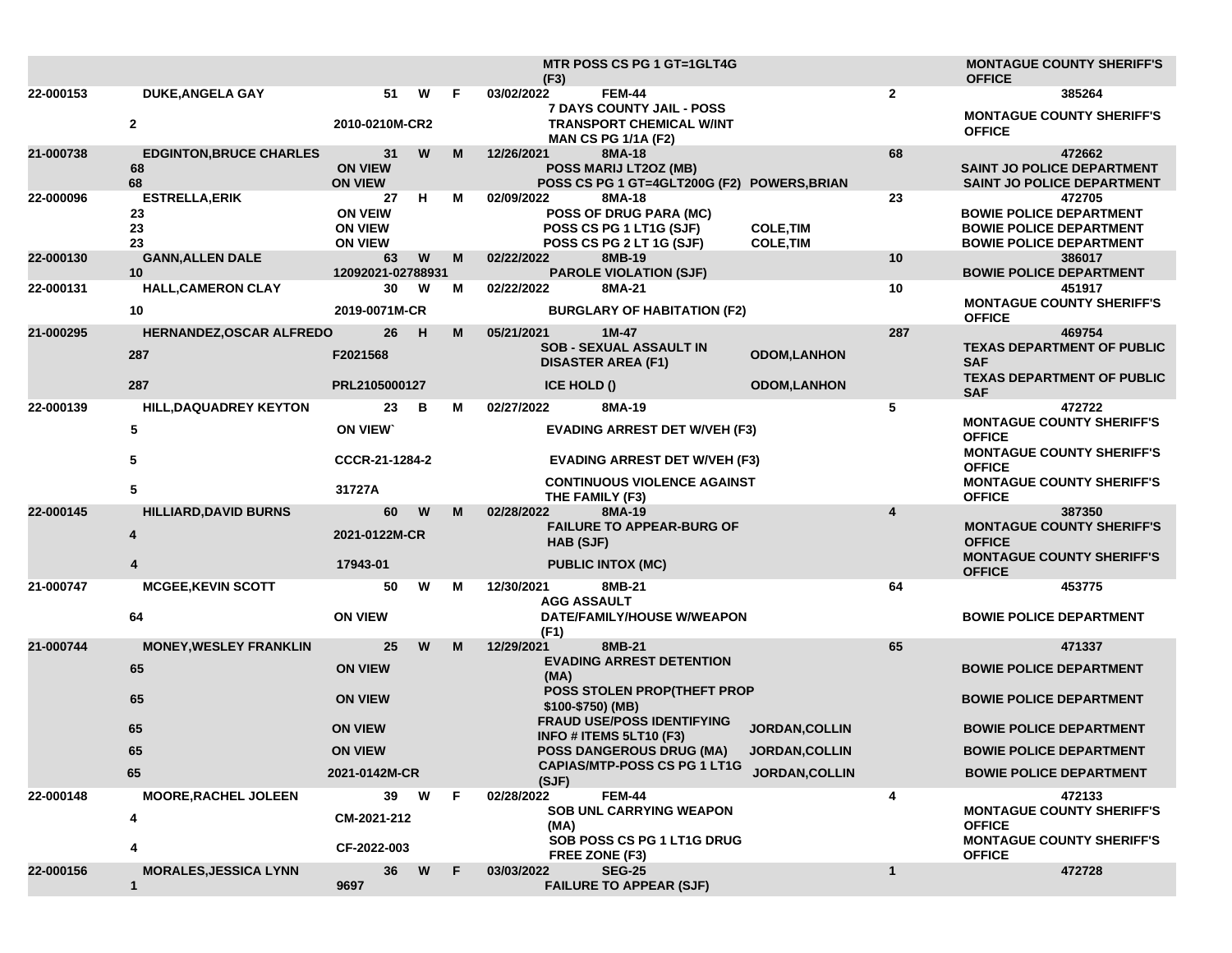| | | | | | | | | | |
|---|---|---|---|---|---|---|---|---|---|
| | | | | | | MTR POSS CS PG 1 GT=1GLT4G (F3) | | | MONTAGUE COUNTY SHERIFF'S OFFICE |
| 22-000153 | DUKE,ANGELA GAY | 51 | W | F | 03/02/2022 | FEM-44 | | 2 | 385264 |
| | 2 | 2010-0210M-CR2 | | | | 7 DAYS COUNTY JAIL - POSS TRANSPORT CHEMICAL W/INT MAN CS PG 1/1A (F2) | | | MONTAGUE COUNTY SHERIFF'S OFFICE |
| 21-000738 | EDGINTON,BRUCE CHARLES | 31 | W | M | 12/26/2021 | 8MA-18 | | 68 | 472662 |
| | 68 | ON VIEW | | | | POSS MARIJ LT2OZ (MB) | | | SAINT JO POLICE DEPARTMENT |
| | 68 | ON VIEW | | | | POSS CS PG 1 GT=4GLT200G (F2) | POWERS,BRIAN | | SAINT JO POLICE DEPARTMENT |
| 22-000096 | ESTRELLA,ERIK | 27 | H | M | 02/09/2022 | 8MA-18 | | 23 | 472705 |
| | 23 | ON VEIW | | | | POSS OF DRUG PARA (MC) | | | BOWIE POLICE DEPARTMENT |
| | 23 | ON VIEW | | | | POSS CS PG 1 LT1G (SJF) | COLE,TIM | | BOWIE POLICE DEPARTMENT |
| | 23 | ON VIEW | | | | POSS CS PG 2 LT 1G (SJF) | COLE,TIM | | BOWIE POLICE DEPARTMENT |
| 22-000130 | GANN,ALLEN DALE | 63 | W | M | 02/22/2022 | 8MB-19 | | 10 | 386017 |
| | 10 | 12092021-02788931 | | | | PAROLE VIOLATION (SJF) | | | BOWIE POLICE DEPARTMENT |
| 22-000131 | HALL,CAMERON CLAY | 30 | W | M | 02/22/2022 | 8MA-21 | | 10 | 451917 |
| | 10 | 2019-0071M-CR | | | | BURGLARY OF HABITATION (F2) | | | MONTAGUE COUNTY SHERIFF'S OFFICE |
| 21-000295 | HERNANDEZ,OSCAR ALFREDO | 26 | H | M | 05/21/2021 | 1M-47 | | 287 | 469754 |
| | 287 | F2021568 | | | | SOB - SEXUAL ASSAULT IN DISASTER AREA (F1) | ODOM,LANHON | | TEXAS DEPARTMENT OF PUBLIC SAF |
| | 287 | PRL2105000127 | | | | ICE HOLD () | ODOM,LANHON | | TEXAS DEPARTMENT OF PUBLIC SAF |
| 22-000139 | HILL,DAQUADREY KEYTON | 23 | B | M | 02/27/2022 | 8MA-19 | | 5 | 472722 |
| | 5 | ON VIEW` | | | | EVADING ARREST DET W/VEH (F3) | | | MONTAGUE COUNTY SHERIFF'S OFFICE |
| | 5 | CCCR-21-1284-2 | | | | EVADING ARREST DET W/VEH (F3) | | | MONTAGUE COUNTY SHERIFF'S OFFICE |
| | 5 | 31727A | | | | CONTINUOUS VIOLENCE AGAINST THE FAMILY (F3) | | | MONTAGUE COUNTY SHERIFF'S OFFICE |
| 22-000145 | HILLIARD,DAVID BURNS | 60 | W | M | 02/28/2022 | 8MA-19 | | 4 | 387350 |
| | 4 | 2021-0122M-CR | | | | FAILURE TO APPEAR-BURG OF HAB (SJF) | | | MONTAGUE COUNTY SHERIFF'S OFFICE |
| | 4 | 17943-01 | | | | PUBLIC INTOX (MC) | | | MONTAGUE COUNTY SHERIFF'S OFFICE |
| 21-000747 | MCGEE,KEVIN SCOTT | 50 | W | M | 12/30/2021 | 8MB-21 | | 64 | 453775 |
| | 64 | ON VIEW | | | | AGG ASSAULT DATE/FAMILY/HOUSE W/WEAPON (F1) | | | BOWIE POLICE DEPARTMENT |
| 21-000744 | MONEY,WESLEY FRANKLIN | 25 | W | M | 12/29/2021 | 8MB-21 | | 65 | 471337 |
| | 65 | ON VIEW | | | | EVADING ARREST DETENTION (MA) | | | BOWIE POLICE DEPARTMENT |
| | 65 | ON VIEW | | | | POSS STOLEN PROP(THEFT PROP $100-$750) (MB) | | | BOWIE POLICE DEPARTMENT |
| | 65 | ON VIEW | | | | FRAUD USE/POSS IDENTIFYING INFO # ITEMS 5LT10 (F3) | JORDAN,COLLIN | | BOWIE POLICE DEPARTMENT |
| | 65 | ON VIEW | | | | POSS DANGEROUS DRUG (MA) | JORDAN,COLLIN | | BOWIE POLICE DEPARTMENT |
| | 65 | 2021-0142M-CR | | | | CAPIAS/MTP-POSS CS PG 1 LT1G (SJF) | JORDAN,COLLIN | | BOWIE POLICE DEPARTMENT |
| 22-000148 | MOORE,RACHEL JOLEEN | 39 | W | F | 02/28/2022 | FEM-44 | | 4 | 472133 |
| | 4 | CM-2021-212 | | | | SOB UNL CARRYING WEAPON (MA) | | | MONTAGUE COUNTY SHERIFF'S OFFICE |
| | 4 | CF-2022-003 | | | | SOB POSS CS PG 1 LT1G DRUG FREE ZONE (F3) | | | MONTAGUE COUNTY SHERIFF'S OFFICE |
| 22-000156 | MORALES,JESSICA LYNN | 36 | W | F | 03/03/2022 | SEG-25 | | 1 | 472728 |
| | 1 | 9697 | | | | FAILURE TO APPEAR (SJF) | | | |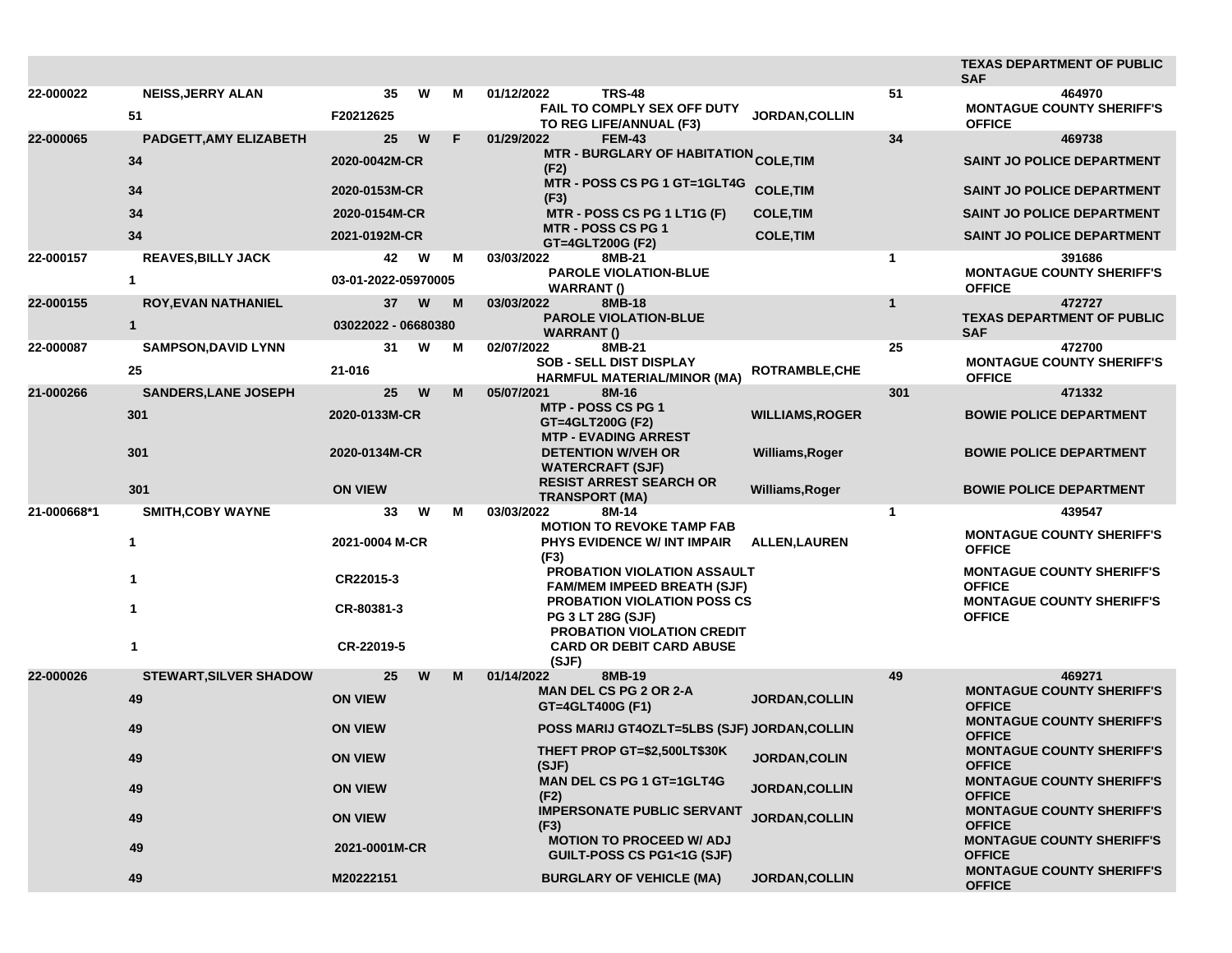| | | | | | | | | | |
|---|---|---|---|---|---|---|---|---|---|
| | | | | | | | | | TEXAS DEPARTMENT OF PUBLIC SAF |
| 22-000022 | NEISS,JERRY ALAN | 35 | W | M | 01/12/2022 | TRS-48 | | 51 | 464970 |
| | 51 | F20212625 | | | | FAIL TO COMPLY SEX OFF DUTY TO REG LIFE/ANNUAL (F3) | JORDAN,COLLIN | | MONTAGUE COUNTY SHERIFF'S OFFICE |
| 22-000065 | PADGETT,AMY ELIZABETH | 25 | W | F | 01/29/2022 | FEM-43 | | 34 | 469738 |
| | 34 | 2020-0042M-CR | | | | MTR - BURGLARY OF HABITATION (F2) | COLE,TIM | | SAINT JO POLICE DEPARTMENT |
| | 34 | 2020-0153M-CR | | | | MTR - POSS CS PG 1 GT=1GLT4G (F3) | COLE,TIM | | SAINT JO POLICE DEPARTMENT |
| | 34 | 2020-0154M-CR | | | | MTR - POSS CS PG 1 LT1G (F) | COLE,TIM | | SAINT JO POLICE DEPARTMENT |
| | 34 | 2021-0192M-CR | | | | MTR - POSS CS PG 1 GT=4GLT200G (F2) | COLE,TIM | | SAINT JO POLICE DEPARTMENT |
| 22-000157 | REAVES,BILLY JACK | 42 | W | M | 03/03/2022 | 8MB-21 | | 1 | 391686 |
| | 1 | 03-01-2022-05970005 | | | | PAROLE VIOLATION-BLUE WARRANT () | | | MONTAGUE COUNTY SHERIFF'S OFFICE |
| 22-000155 | ROY,EVAN NATHANIEL | 37 | W | M | 03/03/2022 | 8MB-18 | | 1 | 472727 |
| | 1 | 03022022 - 06680380 | | | | PAROLE VIOLATION-BLUE WARRANT () | | | TEXAS DEPARTMENT OF PUBLIC SAF |
| 22-000087 | SAMPSON,DAVID LYNN | 31 | W | M | 02/07/2022 | 8MB-21 | | 25 | 472700 |
| | 25 | 21-016 | | | | SOB - SELL DIST DISPLAY HARMFUL MATERIAL/MINOR (MA) | ROTRAMBLE,CHE | | MONTAGUE COUNTY SHERIFF'S OFFICE |
| 21-000266 | SANDERS,LANE JOSEPH | 25 | W | M | 05/07/2021 | 8M-16 | | 301 | 471332 |
| | 301 | 2020-0133M-CR | | | | MTP - POSS CS PG 1 GT=4GLT200G (F2) | WILLIAMS,ROGER | | BOWIE POLICE DEPARTMENT |
| | 301 | 2020-0134M-CR | | | | MTP - EVADING ARREST DETENTION W/VEH OR WATERCRAFT (SJF) | Williams,Roger | | BOWIE POLICE DEPARTMENT |
| | 301 | ON VIEW | | | | RESIST ARREST SEARCH OR TRANSPORT (MA) | Williams,Roger | | BOWIE POLICE DEPARTMENT |
| 21-000668*1 | SMITH,COBY WAYNE | 33 | W | M | 03/03/2022 | 8M-14 | | 1 | 439547 |
| | 1 | 2021-0004 M-CR | | | | MOTION TO REVOKE TAMP FAB PHYS EVIDENCE W/ INT IMPAIR (F3) | ALLEN,LAUREN | | MONTAGUE COUNTY SHERIFF'S OFFICE |
| | 1 | CR22015-3 | | | | PROBATION VIOLATION ASSAULT FAM/MEM IMPEED BREATH (SJF) | | | MONTAGUE COUNTY SHERIFF'S OFFICE |
| | 1 | CR-80381-3 | | | | PROBATION VIOLATION POSS CS PG 3 LT 28G (SJF) | | | MONTAGUE COUNTY SHERIFF'S OFFICE |
| | 1 | CR-22019-5 | | | | PROBATION VIOLATION CREDIT CARD OR DEBIT CARD ABUSE (SJF) | | | |
| 22-000026 | STEWART,SILVER SHADOW | 25 | W | M | 01/14/2022 | 8MB-19 | | 49 | 469271 |
| | 49 | ON VIEW | | | | MAN DEL CS PG 2 OR 2-A GT=4GLT400G (F1) | JORDAN,COLLIN | | MONTAGUE COUNTY SHERIFF'S OFFICE |
| | 49 | ON VIEW | | | | POSS MARIJ GT4OZLT=5LBS (SJF) | JORDAN,COLLIN | | MONTAGUE COUNTY SHERIFF'S OFFICE |
| | 49 | ON VIEW | | | | THEFT PROP GT=$2,500LT$30K (SJF) | JORDAN,COLIN | | MONTAGUE COUNTY SHERIFF'S OFFICE |
| | 49 | ON VIEW | | | | MAN DEL CS PG 1 GT=1GLT4G (F2) | JORDAN,COLLIN | | MONTAGUE COUNTY SHERIFF'S OFFICE |
| | 49 | ON VIEW | | | | IMPERSONATE PUBLIC SERVANT (F3) | JORDAN,COLLIN | | MONTAGUE COUNTY SHERIFF'S OFFICE |
| | 49 | 2021-0001M-CR | | | | MOTION TO PROCEED W/ ADJ GUILT-POSS CS PG1<1G (SJF) | | | MONTAGUE COUNTY SHERIFF'S OFFICE |
| | 49 | M20222151 | | | | BURGLARY OF VEHICLE (MA) | JORDAN,COLLIN | | MONTAGUE COUNTY SHERIFF'S OFFICE |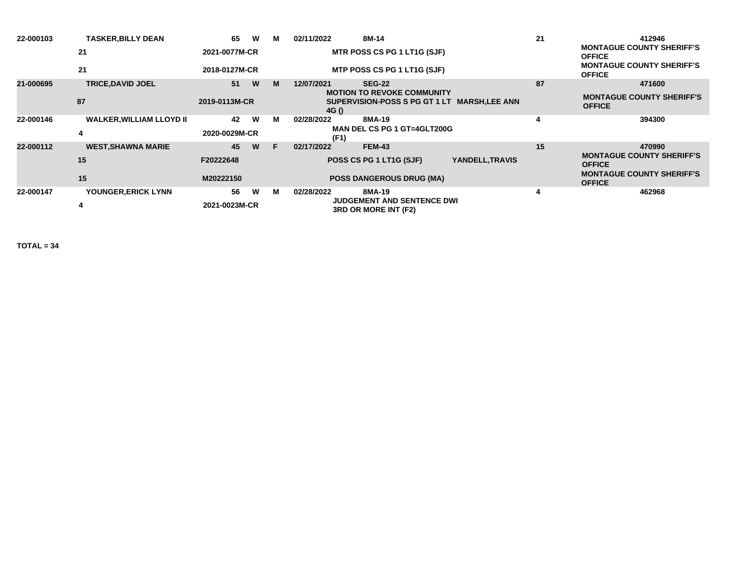| | | | | | | | | | | |
|---|---|---|---|---|---|---|---|---|---|---|
| 22-000103 | TASKER,BILLY DEAN | | 65 | W | M | 02/11/2022 | 8M-14 | | 21 | 412946 |
| | 21 | 2021-0077M-CR | | | | | MTR POSS CS PG 1 LT1G (SJF) | | | MONTAGUE COUNTY SHERIFF'S OFFICE |
| | 21 | 2018-0127M-CR | | | | | MTP POSS CS PG 1 LT1G (SJF) | | | MONTAGUE COUNTY SHERIFF'S OFFICE |
| 21-000695 | TRICE,DAVID JOEL | | 51 | W | M | 12/07/2021 | SEG-22 | | 87 | 471600 |
| | 87 | 2019-0113M-CR | | | | | MOTION TO REVOKE COMMUNITY SUPERVISION-POSS S PG GT 1 LT 4G () | MARSH,LEE ANN | | MONTAGUE COUNTY SHERIFF'S OFFICE |
| 22-000146 | WALKER,WILLIAM LLOYD II | | 42 | W | M | 02/28/2022 | 8MA-19 | | 4 | 394300 |
| | 4 | 2020-0029M-CR | | | | | MAN DEL CS PG 1 GT=4GLT200G (F1) | | | |
| 22-000112 | WEST,SHAWNA MARIE | | 45 | W | F | 02/17/2022 | FEM-43 | | 15 | 470990 |
| | 15 | F20222648 | | | | | POSS CS PG 1 LT1G (SJF) | YANDELL,TRAVIS | | MONTAGUE COUNTY SHERIFF'S OFFICE |
| | 15 | M20222150 | | | | | POSS DANGEROUS DRUG (MA) | | | MONTAGUE COUNTY SHERIFF'S OFFICE |
| 22-000147 | YOUNGER,ERICK LYNN | | 56 | W | M | 02/28/2022 | 8MA-19 | | 4 | 462968 |
| | 4 | 2021-0023M-CR | | | | | JUDGEMENT AND SENTENCE DWI 3RD OR MORE INT (F2) | | | |

**TOTAL = 34**